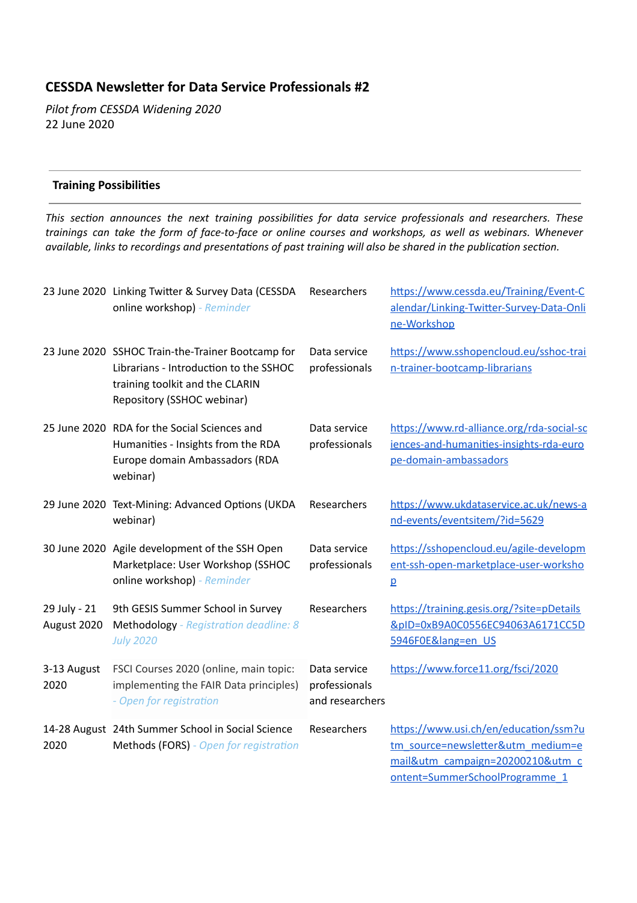## CESSDA Newsletter for Data Service Professionals #2

*Pilot from CESSDA Widening 2020*
22 June 2020

---

### Training Possibilities

---

*This section announces the next training possibilities for data service professionals and researchers. These trainings can take the form of face-to-face or online courses and workshops, as well as webinars. Whenever available, links to recordings and presentations of past training will also be shared in the publication section.*

| | | | |
|---|---|---|---|
| 23 June 2020 | Linking Twitter & Survey Data (CESSDA online workshop) *- Reminder* | Researchers | https://www.cessda.eu/Training/Event-Calendar/Linking-Twitter-Survey-Data-Online-Workshop |
| 23 June 2020 | SSHOC Train-the-Trainer Bootcamp for Librarians - Introduction to the SSHOC training toolkit and the CLARIN Repository (SSHOC webinar) | Data service professionals | https://www.sshopencloud.eu/sshoc-train-trainer-bootcamp-librarians |
| 25 June 2020 | RDA for the Social Sciences and Humanities - Insights from the RDA Europe domain Ambassadors (RDA webinar) | Data service professionals | https://www.rd-alliance.org/rda-social-sciences-and-humanities-insights-rda-europe-domain-ambassadors |
| 29 June 2020 | Text-Mining: Advanced Options (UKDA webinar) | Researchers | https://www.ukdataservice.ac.uk/news-and-events/eventsitem/?id=5629 |
| 30 June 2020 | Agile development of the SSH Open Marketplace: User Workshop (SSHOC online workshop) *- Reminder* | Data service professionals | https://sshopencloud.eu/agile-development-ssh-open-marketplace-user-workshop |
| 29 July - 21 August 2020 | 9th GESIS Summer School in Survey Methodology *- Registration deadline: 8 July 2020* | Researchers | https://training.gesis.org/?site=pDetails&pID=0xB9A0C0556EC94063A6171CC5D5946F0E&lang=en_US |
| 3-13 August 2020 | FSCI Courses 2020 (online, main topic: implementing the FAIR Data principles) *- Open for registration* | Data service professionals and researchers | https://www.force11.org/fsci/2020 |
| 14-28 August 2020 | 24th Summer School in Social Science Methods (FORS) *- Open for registration* | Researchers | https://www.usi.ch/en/education/ssm?utm_source=newsletter&utm_medium=email&utm_campaign=20200210&utm_content=SummerSchoolProgramme_1 |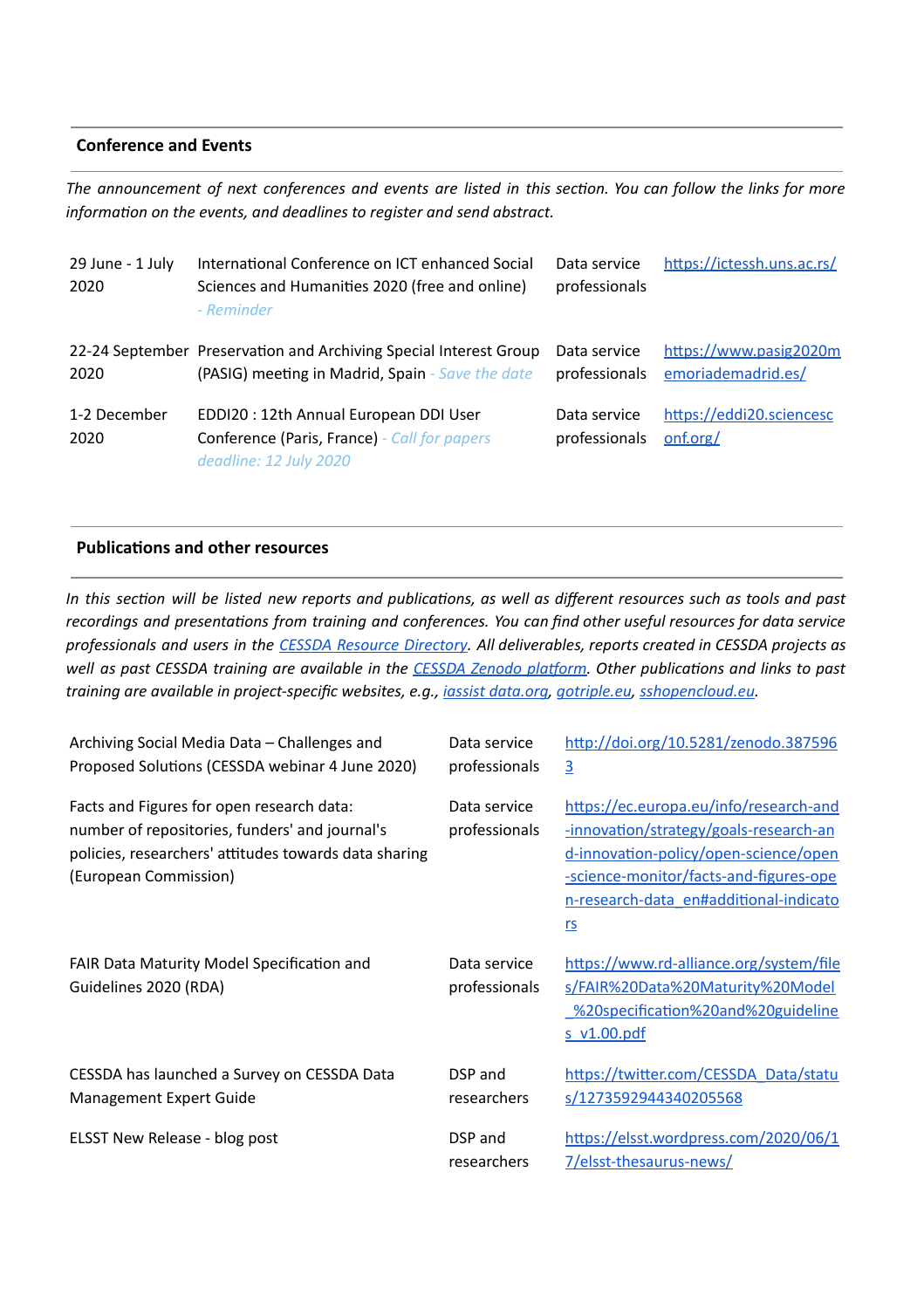## Conference and Events

*The announcement of next conferences and events are listed in this section. You can follow the links for more information on the events, and deadlines to register and send abstract.*

| | | | |
|---|---|---|---|
| 29 June - 1 July 2020 | International Conference on ICT enhanced Social Sciences and Humanities 2020 (free and online) *- Reminder* | Data service professionals | https://ictessh.uns.ac.rs/ |
| 22-24 September 2020 | Preservation and Archiving Special Interest Group (PASIG) meeting in Madrid, Spain *- Save the date* | Data service professionals | https://www.pasig2020memoriademadrid.es/ |
| 1-2 December 2020 | EDDI20 : 12th Annual European DDI User Conference (Paris, France) *- Call for papers deadline: 12 July 2020* | Data service professionals | https://eddi20.sciencesconf.org/ |

## Publications and other resources

*In this section will be listed new reports and publications, as well as different resources such as tools and past recordings and presentations from training and conferences. You can find other useful resources for data service professionals and users in the [CESSDA Resource Directory](). All deliverables, reports created in CESSDA projects as well as past CESSDA training are available in the [CESSDA Zenodo platform](). Other publications and links to past training are available in project-specific websites, e.g., [iassist data.org](), [gotriple.eu](), [sshopencloud.eu]().*

| | | |
|---|---|---|
| Archiving Social Media Data – Challenges and Proposed Solutions (CESSDA webinar 4 June 2020) | Data service professionals | http://doi.org/10.5281/zenodo.3875963 |
| Facts and Figures for open research data: number of repositories, funders' and journal's policies, researchers' attitudes towards data sharing (European Commission) | Data service professionals | https://ec.europa.eu/info/research-and-innovation/strategy/goals-research-and-innovation-policy/open-science/open-science-monitor/facts-and-figures-open-research-data_en#additional-indicators |
| FAIR Data Maturity Model Specification and Guidelines 2020 (RDA) | Data service professionals | https://www.rd-alliance.org/system/files/FAIR%20Data%20Maturity%20Model_%20specification%20and%20guidelines_v1.00.pdf |
| CESSDA has launched a Survey on CESSDA Data Management Expert Guide | DSP and researchers | https://twitter.com/CESSDA_Data/status/1273592944340205568 |
| ELSST New Release - blog post | DSP and researchers | https://elsst.wordpress.com/2020/06/17/elsst-thesaurus-news/ |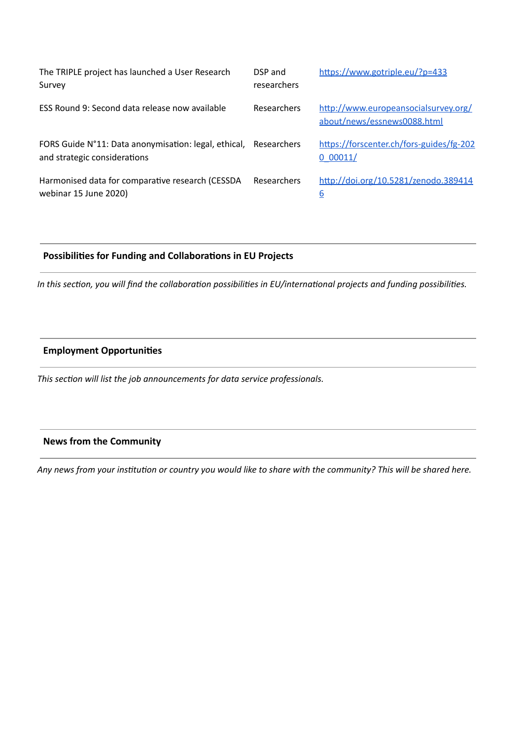| | | |
|---|---|---|
| The TRIPLE project has launched a User Research Survey | DSP and researchers | [https://www.gotriple.eu/?p=433](https://www.gotriple.eu/?p=433) |
| ESS Round 9: Second data release now available | Researchers | [http://www.europeansocialsurvey.org/about/news/essnews0088.html](http://www.europeansocialsurvey.org/about/news/essnews0088.html) |
| FORS Guide N°11: Data anonymisation: legal, ethical, and strategic considerations | Researchers | [https://forscenter.ch/fors-guides/fg-2020_00011/](https://forscenter.ch/fors-guides/fg-2020_00011/) |
| Harmonised data for comparative research (CESSDA webinar 15 June 2020) | Researchers | [http://doi.org/10.5281/zenodo.3894146](http://doi.org/10.5281/zenodo.3894146) |

## Possibilities for Funding and Collaborations in EU Projects

*In this section, you will find the collaboration possibilities in EU/international projects and funding possibilities.*

## Employment Opportunities

*This section will list the job announcements for data service professionals.*

## News from the Community

*Any news from your institution or country you would like to share with the community? This will be shared here.*